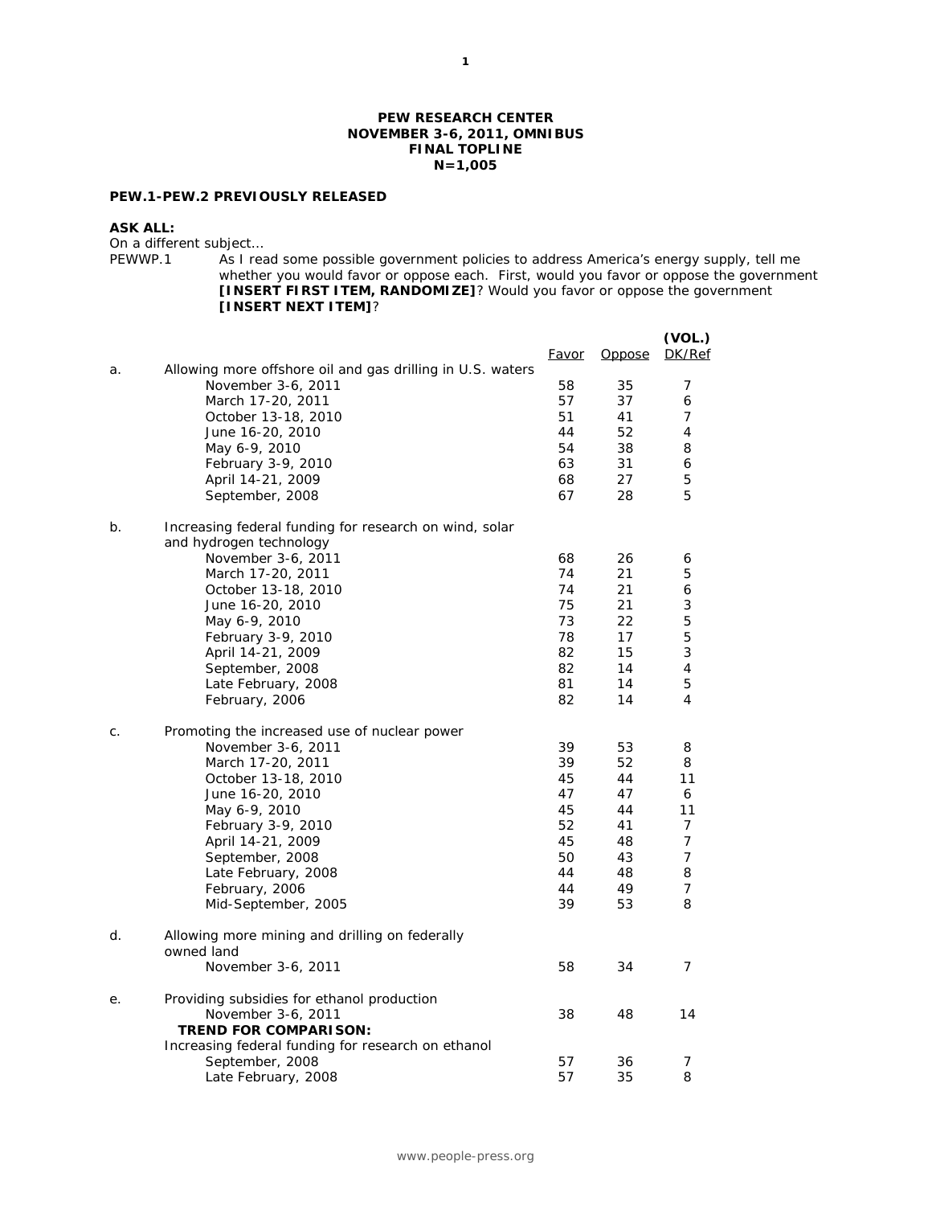**PEW RESEARCH CENTER**
**NOVEMBER 3-6, 2011, OMNIBUS**
**FINAL TOPLINE**
**N=1,005**

**PEW.1-PEW.2 PREVIOUSLY RELEASED**

**ASK ALL:**
On a different subject…

PEWWP.1 As I read some possible government policies to address America's energy supply, tell me whether you would favor or oppose each. First, would you favor or oppose the government **[INSERT FIRST ITEM, RANDOMIZE]**? Would you favor or oppose the government **[INSERT NEXT ITEM]**?

| | | Favor | Oppose | (VOL.) DK/Ref |
|---|---|---|---|---|
| a. | Allowing more offshore oil and gas drilling in U.S. waters | | | |
| | November 3-6, 2011 | 58 | 35 | 7 |
| | March 17-20, 2011 | 57 | 37 | 6 |
| | October 13-18, 2010 | 51 | 41 | 7 |
| | June 16-20, 2010 | 44 | 52 | 4 |
| | May 6-9, 2010 | 54 | 38 | 8 |
| | February 3-9, 2010 | 63 | 31 | 6 |
| | April 14-21, 2009 | 68 | 27 | 5 |
| | September, 2008 | 67 | 28 | 5 |
| b. | Increasing federal funding for research on wind, solar and hydrogen technology | | | |
| | November 3-6, 2011 | 68 | 26 | 6 |
| | March 17-20, 2011 | 74 | 21 | 5 |
| | October 13-18, 2010 | 74 | 21 | 6 |
| | June 16-20, 2010 | 75 | 21 | 3 |
| | May 6-9, 2010 | 73 | 22 | 5 |
| | February 3-9, 2010 | 78 | 17 | 5 |
| | April 14-21, 2009 | 82 | 15 | 3 |
| | September, 2008 | 82 | 14 | 4 |
| | Late February, 2008 | 81 | 14 | 5 |
| | February, 2006 | 82 | 14 | 4 |
| c. | Promoting the increased use of nuclear power | | | |
| | November 3-6, 2011 | 39 | 53 | 8 |
| | March 17-20, 2011 | 39 | 52 | 8 |
| | October 13-18, 2010 | 45 | 44 | 11 |
| | June 16-20, 2010 | 47 | 47 | 6 |
| | May 6-9, 2010 | 45 | 44 | 11 |
| | February 3-9, 2010 | 52 | 41 | 7 |
| | April 14-21, 2009 | 45 | 48 | 7 |
| | September, 2008 | 50 | 43 | 7 |
| | Late February, 2008 | 44 | 48 | 8 |
| | February, 2006 | 44 | 49 | 7 |
| | Mid-September, 2005 | 39 | 53 | 8 |
| d. | Allowing more mining and drilling on federally owned land | | | |
| | November 3-6, 2011 | 58 | 34 | 7 |
| e. | Providing subsidies for ethanol production | | | |
| | November 3-6, 2011 | 38 | 48 | 14 |
| | **TREND FOR COMPARISON:** | | | |
| | Increasing federal funding for research on ethanol | | | |
| | September, 2008 | 57 | 36 | 7 |
| | Late February, 2008 | 57 | 35 | 8 |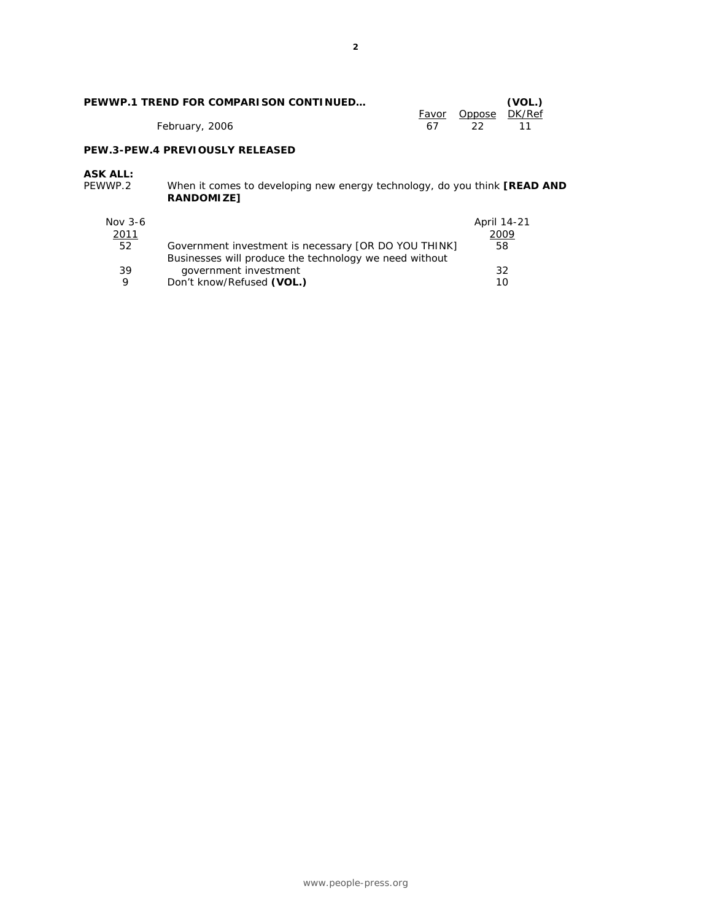**PEWWP.1 TREND FOR COMPARISON CONTINUED…**

| | Favor | Oppose | (VOL.) DK/Ref |
|---|---|---|---|
| February, 2006 | 67 | 22 | 11 |

**PEW.3-PEW.4 PREVIOUSLY RELEASED**

**ASK ALL:**

PEWWP.2 When it comes to developing new energy technology, do you think **[READ AND RANDOMIZE]**

| Nov 3-6 2011 | | April 14-21 2009 |
|---|---|---|
| 52 | Government investment is necessary [OR DO YOU THINK] | 58 |
| 39 | Businesses will produce the technology we need without government investment | 32 |
| 9 | Don't know/Refused **(VOL.)** | 10 |